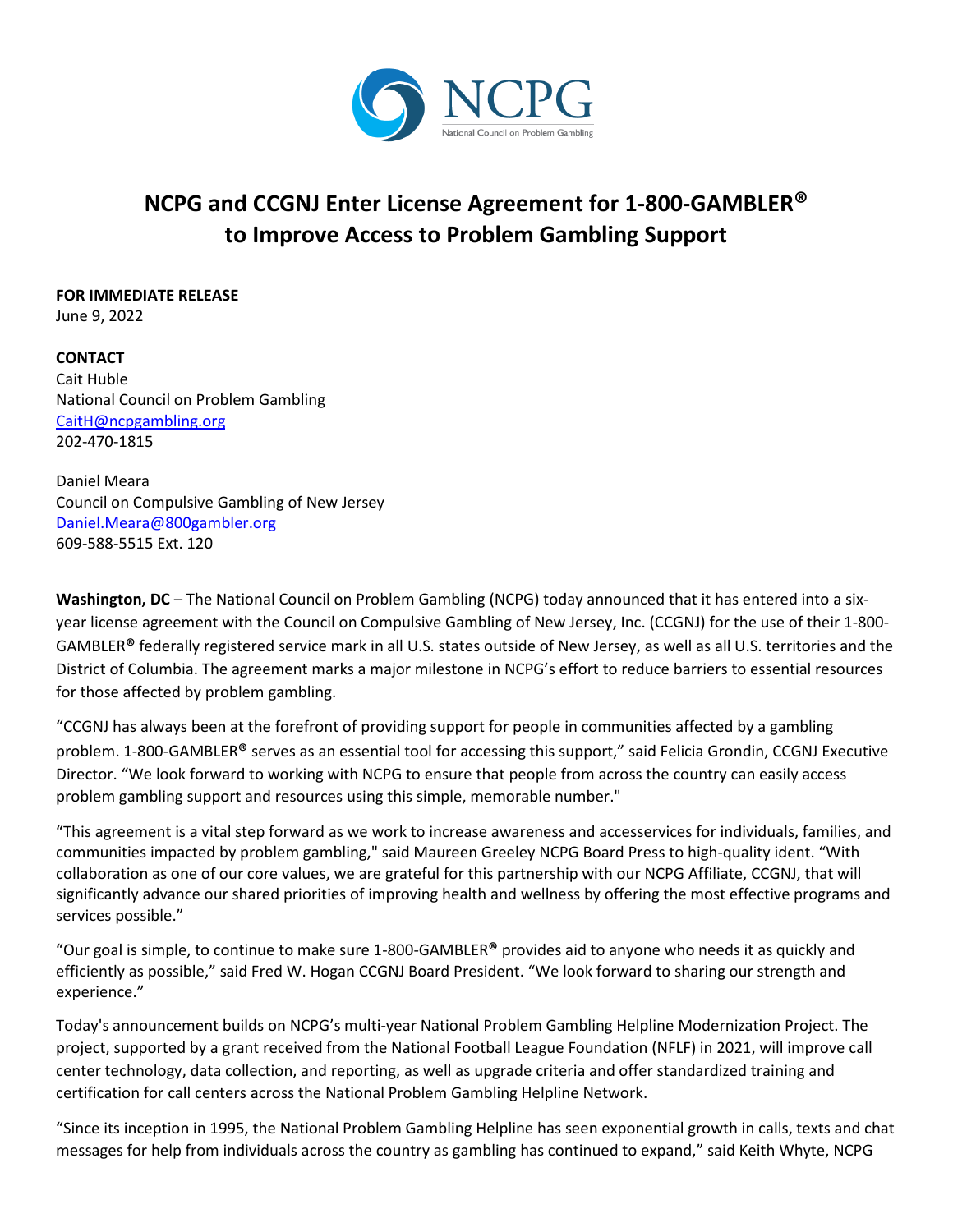NCPG
National Council on Problem Gambling

# NCPG and CCGNJ Enter License Agreement for 1-800-GAMBLER® to Improve Access to Problem Gambling Support

**FOR IMMEDIATE RELEASE**
June 9, 2022

**CONTACT**
Cait Huble
National Council on Problem Gambling
CaitH@ncpgambling.org
202-470-1815

Daniel Meara
Council on Compulsive Gambling of New Jersey
Daniel.Meara@800gambler.org
609-588-5515 Ext. 120

**Washington, DC** – The National Council on Problem Gambling (NCPG) today announced that it has entered into a six-year license agreement with the Council on Compulsive Gambling of New Jersey, Inc. (CCGNJ) for the use of their 1-800-GAMBLER® federally registered service mark in all U.S. states outside of New Jersey, as well as all U.S. territories and the District of Columbia. The agreement marks a major milestone in NCPG's effort to reduce barriers to essential resources for those affected by problem gambling.

"CCGNJ has always been at the forefront of providing support for people in communities affected by a gambling problem. 1-800-GAMBLER® serves as an essential tool for accessing this support," said Felicia Grondin, CCGNJ Executive Director. "We look forward to working with NCPG to ensure that people from across the country can easily access problem gambling support and resources using this simple, memorable number."

"This agreement is a vital step forward as we work to increase awareness and accessservices for individuals, families, and communities impacted by problem gambling," said Maureen Greeley NCPG Board Press to high-quality ident. "With collaboration as one of our core values, we are grateful for this partnership with our NCPG Affiliate, CCGNJ, that will significantly advance our shared priorities of improving health and wellness by offering the most effective programs and services possible."

"Our goal is simple, to continue to make sure 1-800-GAMBLER® provides aid to anyone who needs it as quickly and efficiently as possible," said Fred W. Hogan CCGNJ Board President. "We look forward to sharing our strength and experience."

Today's announcement builds on NCPG's multi-year National Problem Gambling Helpline Modernization Project. The project, supported by a grant received from the National Football League Foundation (NFLF) in 2021, will improve call center technology, data collection, and reporting, as well as upgrade criteria and offer standardized training and certification for call centers across the National Problem Gambling Helpline Network.

"Since its inception in 1995, the National Problem Gambling Helpline has seen exponential growth in calls, texts and chat messages for help from individuals across the country as gambling has continued to expand," said Keith Whyte, NCPG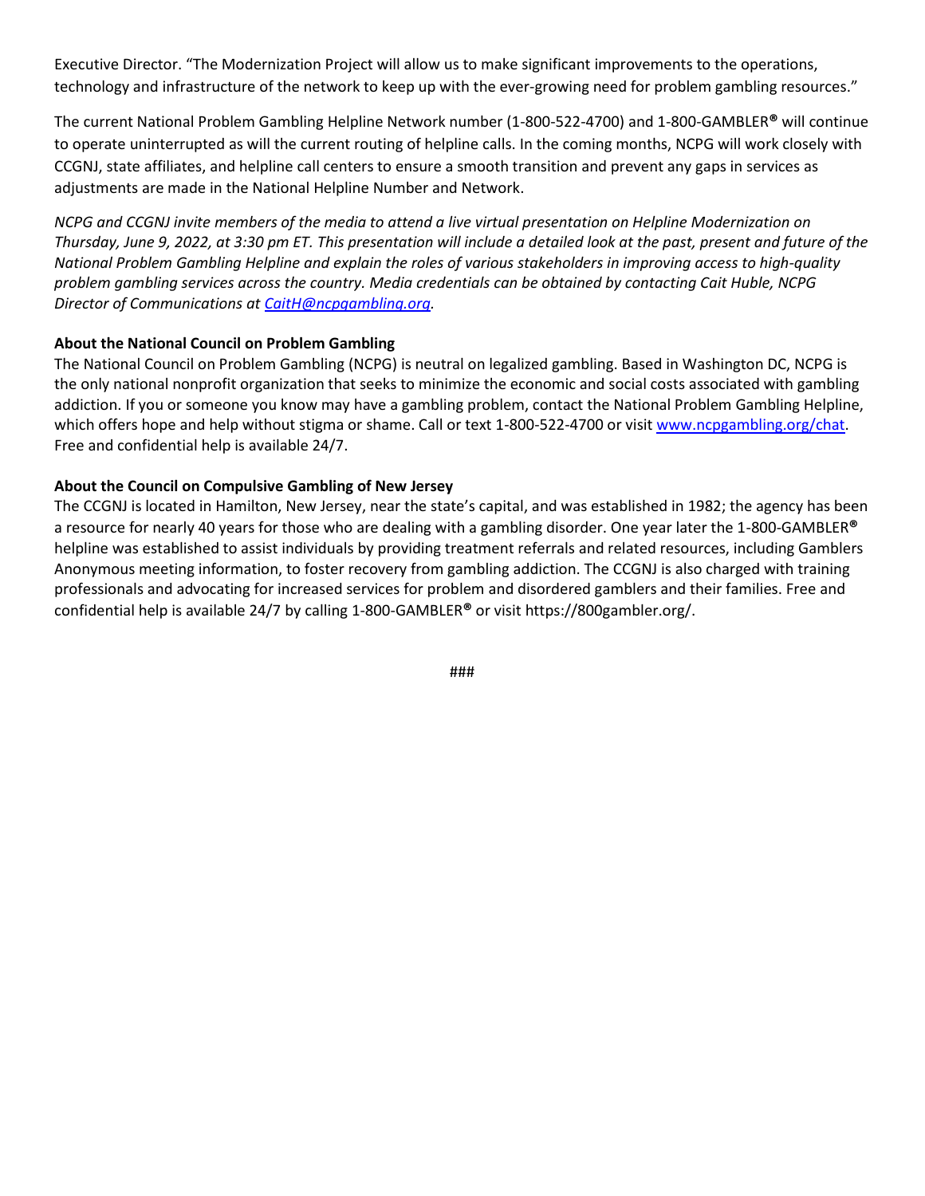Executive Director. "The Modernization Project will allow us to make significant improvements to the operations, technology and infrastructure of the network to keep up with the ever-growing need for problem gambling resources."

The current National Problem Gambling Helpline Network number (1-800-522-4700) and 1-800-GAMBLER® will continue to operate uninterrupted as will the current routing of helpline calls. In the coming months, NCPG will work closely with CCGNJ, state affiliates, and helpline call centers to ensure a smooth transition and prevent any gaps in services as adjustments are made in the National Helpline Number and Network.

*NCPG and CCGNJ invite members of the media to attend a live virtual presentation on Helpline Modernization on Thursday, June 9, 2022, at 3:30 pm ET. This presentation will include a detailed look at the past, present and future of the National Problem Gambling Helpline and explain the roles of various stakeholders in improving access to high-quality problem gambling services across the country. Media credentials can be obtained by contacting Cait Huble, NCPG Director of Communications at [CaitH@ncpgambling.org](mailto:CaitH@ncpgambling.org).*

**About the National Council on Problem Gambling**

The National Council on Problem Gambling (NCPG) is neutral on legalized gambling. Based in Washington DC, NCPG is the only national nonprofit organization that seeks to minimize the economic and social costs associated with gambling addiction. If you or someone you know may have a gambling problem, contact the National Problem Gambling Helpline, which offers hope and help without stigma or shame. Call or text 1-800-522-4700 or visit [www.ncpgambling.org/chat](http://www.ncpgambling.org/chat). Free and confidential help is available 24/7.

**About the Council on Compulsive Gambling of New Jersey**

The CCGNJ is located in Hamilton, New Jersey, near the state's capital, and was established in 1982; the agency has been a resource for nearly 40 years for those who are dealing with a gambling disorder. One year later the 1-800-GAMBLER® helpline was established to assist individuals by providing treatment referrals and related resources, including Gamblers Anonymous meeting information, to foster recovery from gambling addiction. The CCGNJ is also charged with training professionals and advocating for increased services for problem and disordered gamblers and their families. Free and confidential help is available 24/7 by calling 1-800-GAMBLER® or visit https://800gambler.org/.

###